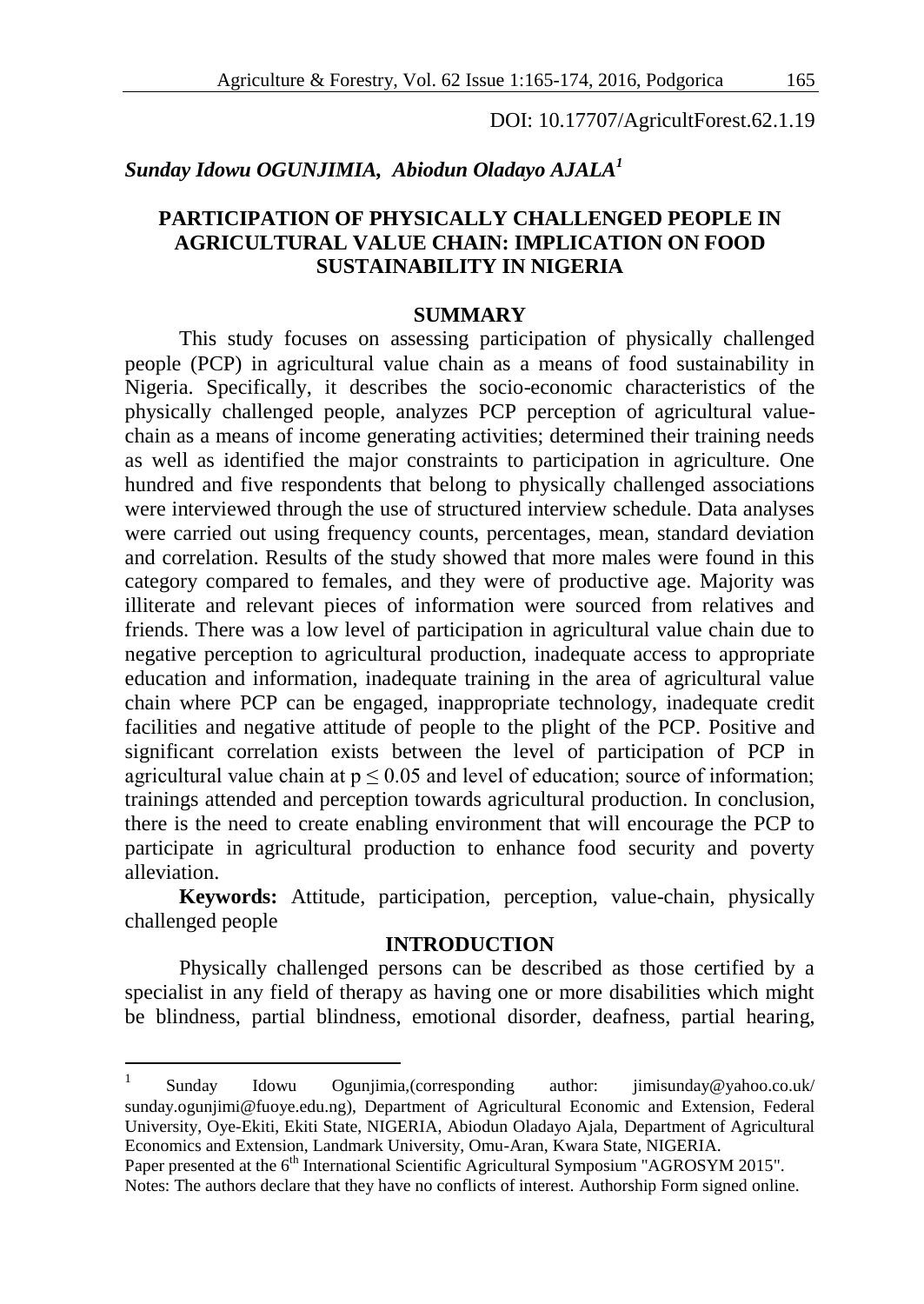DOI: 10.17707/AgricultForest.62.1.19

***Sunday Idowu OGUNJIMIA, Abiodun Oladayo AJALA[1]***

# PARTICIPATION OF PHYSICALLY CHALLENGED PEOPLE IN AGRICULTURAL VALUE CHAIN: IMPLICATION ON FOOD SUSTAINABILITY IN NIGERIA

## SUMMARY

This study focuses on assessing participation of physically challenged people (PCP) in agricultural value chain as a means of food sustainability in Nigeria. Specifically, it describes the socio-economic characteristics of the physically challenged people, analyzes PCP perception of agricultural value-chain as a means of income generating activities; determined their training needs as well as identified the major constraints to participation in agriculture. One hundred and five respondents that belong to physically challenged associations were interviewed through the use of structured interview schedule. Data analyses were carried out using frequency counts, percentages, mean, standard deviation and correlation. Results of the study showed that more males were found in this category compared to females, and they were of productive age. Majority was illiterate and relevant pieces of information were sourced from relatives and friends. There was a low level of participation in agricultural value chain due to negative perception to agricultural production, inadequate access to appropriate education and information, inadequate training in the area of agricultural value chain where PCP can be engaged, inappropriate technology, inadequate credit facilities and negative attitude of people to the plight of the PCP. Positive and significant correlation exists between the level of participation of PCP in agricultural value chain at $p \leq 0.05$ and level of education; source of information; trainings attended and perception towards agricultural production. In conclusion, there is the need to create enabling environment that will encourage the PCP to participate in agricultural production to enhance food security and poverty alleviation.

**Keywords:** Attitude, participation, perception, value-chain, physically challenged people

## INTRODUCTION

Physically challenged persons can be described as those certified by a specialist in any field of therapy as having one or more disabilities which might be blindness, partial blindness, emotional disorder, deafness, partial hearing,

---

[1] Sunday Idowu Ogunjimia,(corresponding author: jimisunday@yahoo.co.uk/ sunday.ogunjimi@fuoye.edu.ng), Department of Agricultural Economic and Extension, Federal University, Oye-Ekiti, Ekiti State, NIGERIA, Abiodun Oladayo Ajala, Department of Agricultural Economics and Extension, Landmark University, Omu-Aran, Kwara State, NIGERIA.

Paper presented at the 6th International Scientific Agricultural Symposium "AGROSYM 2015".

Notes: The authors declare that they have no conflicts of interest. Authorship Form signed online.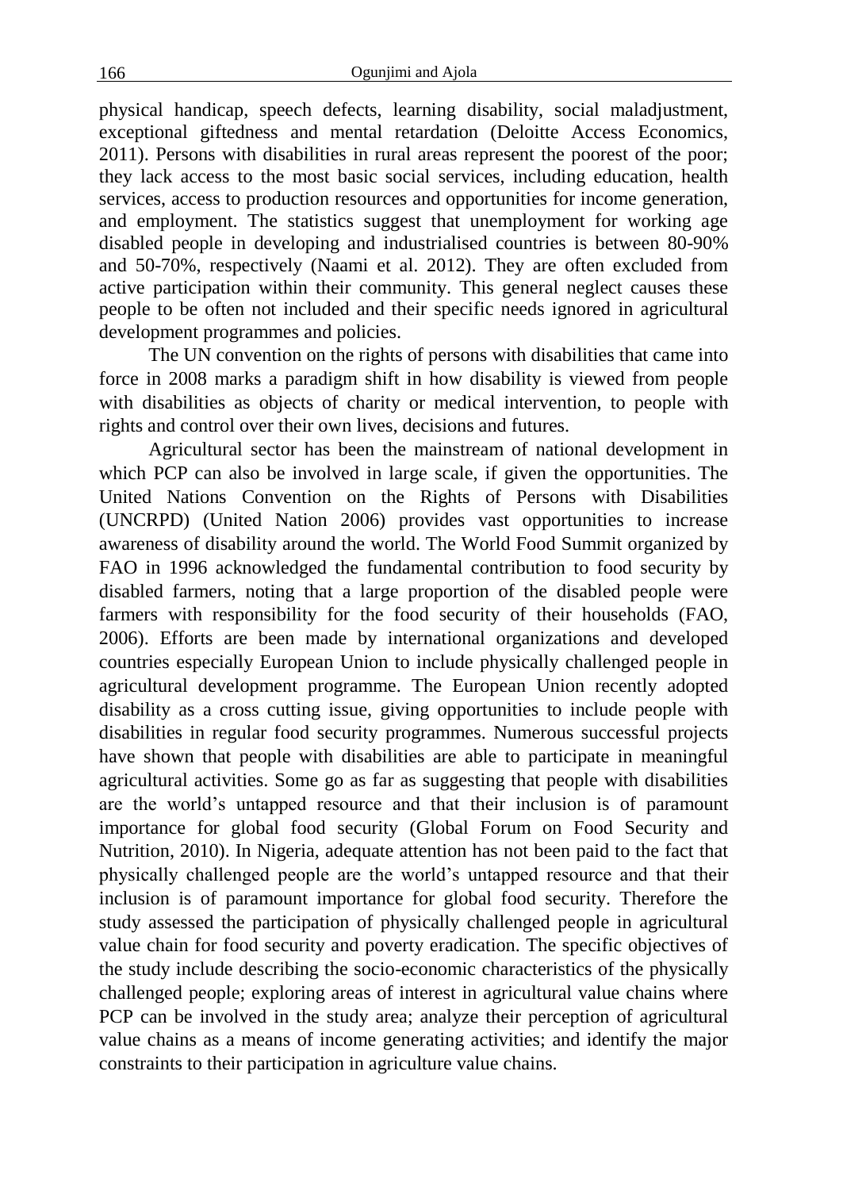physical handicap, speech defects, learning disability, social maladjustment, exceptional giftedness and mental retardation (Deloitte Access Economics, 2011). Persons with disabilities in rural areas represent the poorest of the poor; they lack access to the most basic social services, including education, health services, access to production resources and opportunities for income generation, and employment. The statistics suggest that unemployment for working age disabled people in developing and industrialised countries is between 80-90% and 50-70%, respectively (Naami et al. 2012). They are often excluded from active participation within their community. This general neglect causes these people to be often not included and their specific needs ignored in agricultural development programmes and policies.

The UN convention on the rights of persons with disabilities that came into force in 2008 marks a paradigm shift in how disability is viewed from people with disabilities as objects of charity or medical intervention, to people with rights and control over their own lives, decisions and futures.

Agricultural sector has been the mainstream of national development in which PCP can also be involved in large scale, if given the opportunities. The United Nations Convention on the Rights of Persons with Disabilities (UNCRPD) (United Nation 2006) provides vast opportunities to increase awareness of disability around the world. The World Food Summit organized by FAO in 1996 acknowledged the fundamental contribution to food security by disabled farmers, noting that a large proportion of the disabled people were farmers with responsibility for the food security of their households (FAO, 2006). Efforts are been made by international organizations and developed countries especially European Union to include physically challenged people in agricultural development programme. The European Union recently adopted disability as a cross cutting issue, giving opportunities to include people with disabilities in regular food security programmes. Numerous successful projects have shown that people with disabilities are able to participate in meaningful agricultural activities. Some go as far as suggesting that people with disabilities are the world's untapped resource and that their inclusion is of paramount importance for global food security (Global Forum on Food Security and Nutrition, 2010). In Nigeria, adequate attention has not been paid to the fact that physically challenged people are the world's untapped resource and that their inclusion is of paramount importance for global food security. Therefore the study assessed the participation of physically challenged people in agricultural value chain for food security and poverty eradication. The specific objectives of the study include describing the socio-economic characteristics of the physically challenged people; exploring areas of interest in agricultural value chains where PCP can be involved in the study area; analyze their perception of agricultural value chains as a means of income generating activities; and identify the major constraints to their participation in agriculture value chains.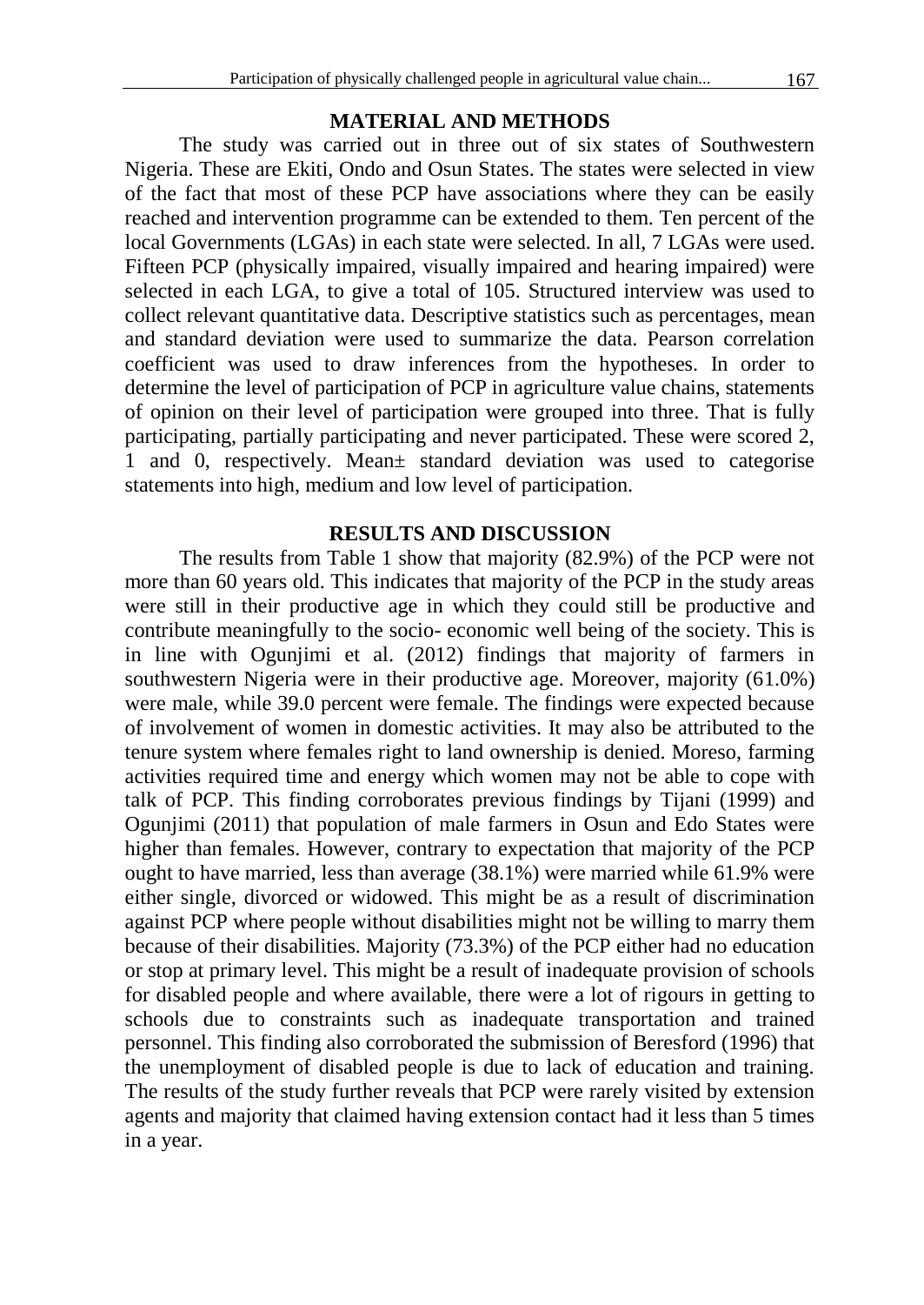## MATERIAL AND METHODS

The study was carried out in three out of six states of Southwestern Nigeria. These are Ekiti, Ondo and Osun States. The states were selected in view of the fact that most of these PCP have associations where they can be easily reached and intervention programme can be extended to them. Ten percent of the local Governments (LGAs) in each state were selected. In all, 7 LGAs were used. Fifteen PCP (physically impaired, visually impaired and hearing impaired) were selected in each LGA, to give a total of 105. Structured interview was used to collect relevant quantitative data. Descriptive statistics such as percentages, mean and standard deviation were used to summarize the data. Pearson correlation coefficient was used to draw inferences from the hypotheses. In order to determine the level of participation of PCP in agriculture value chains, statements of opinion on their level of participation were grouped into three. That is fully participating, partially participating and never participated. These were scored 2, 1 and 0, respectively. Mean± standard deviation was used to categorise statements into high, medium and low level of participation.

## RESULTS AND DISCUSSION

The results from Table 1 show that majority (82.9%) of the PCP were not more than 60 years old. This indicates that majority of the PCP in the study areas were still in their productive age in which they could still be productive and contribute meaningfully to the socio- economic well being of the society. This is in line with Ogunjimi et al. (2012) findings that majority of farmers in southwestern Nigeria were in their productive age. Moreover, majority (61.0%) were male, while 39.0 percent were female. The findings were expected because of involvement of women in domestic activities. It may also be attributed to the tenure system where females right to land ownership is denied. Moreso, farming activities required time and energy which women may not be able to cope with talk of PCP. This finding corroborates previous findings by Tijani (1999) and Ogunjimi (2011) that population of male farmers in Osun and Edo States were higher than females. However, contrary to expectation that majority of the PCP ought to have married, less than average (38.1%) were married while 61.9% were either single, divorced or widowed. This might be as a result of discrimination against PCP where people without disabilities might not be willing to marry them because of their disabilities. Majority (73.3%) of the PCP either had no education or stop at primary level. This might be a result of inadequate provision of schools for disabled people and where available, there were a lot of rigours in getting to schools due to constraints such as inadequate transportation and trained personnel. This finding also corroborated the submission of Beresford (1996) that the unemployment of disabled people is due to lack of education and training. The results of the study further reveals that PCP were rarely visited by extension agents and majority that claimed having extension contact had it less than 5 times in a year.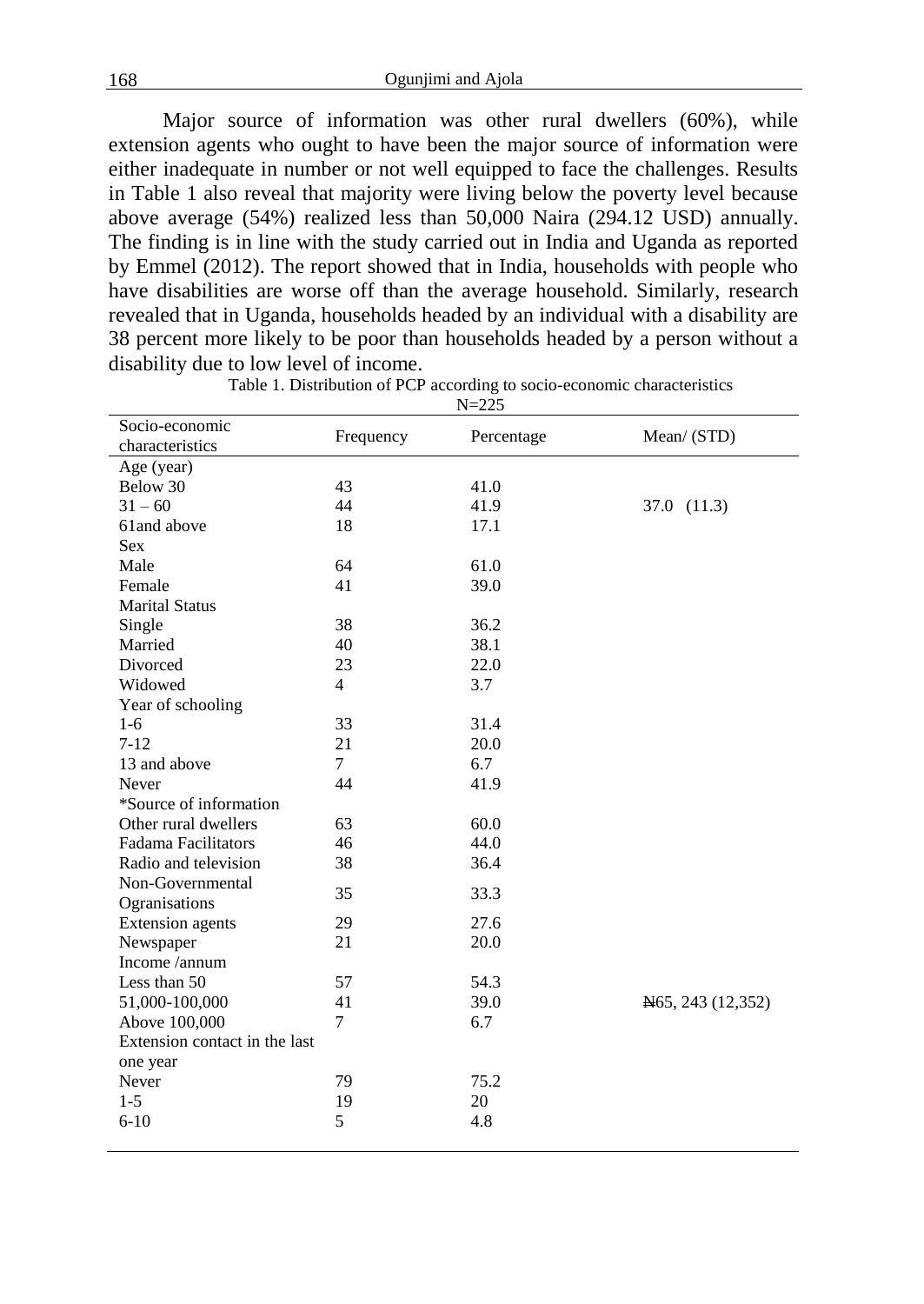Major source of information was other rural dwellers (60%), while extension agents who ought to have been the major source of information were either inadequate in number or not well equipped to face the challenges. Results in Table 1 also reveal that majority were living below the poverty level because above average (54%) realized less than 50,000 Naira (294.12 USD) annually. The finding is in line with the study carried out in India and Uganda as reported by Emmel (2012). The report showed that in India, households with people who have disabilities are worse off than the average household. Similarly, research revealed that in Uganda, households headed by an individual with a disability are 38 percent more likely to be poor than households headed by a person without a disability due to low level of income.

Table 1. Distribution of PCP according to socio-economic characteristics
N=225

| Socio-economic characteristics | Frequency | Percentage | Mean/ (STD) |
|---|---|---|---|
| Age (year) | | | |
| Below 30 | 43 | 41.0 | |
| 31 – 60 | 44 | 41.9 | 37.0 (11.3) |
| 61and above | 18 | 17.1 | |
| Sex | | | |
| Male | 64 | 61.0 | |
| Female | 41 | 39.0 | |
| Marital Status | | | |
| Single | 38 | 36.2 | |
| Married | 40 | 38.1 | |
| Divorced | 23 | 22.0 | |
| Widowed | 4 | 3.7 | |
| Year of schooling | | | |
| 1-6 | 33 | 31.4 | |
| 7-12 | 21 | 20.0 | |
| 13 and above | 7 | 6.7 | |
| Never | 44 | 41.9 | |
| *Source of information | | | |
| Other rural dwellers | 63 | 60.0 | |
| Fadama Facilitators | 46 | 44.0 | |
| Radio and television | 38 | 36.4 | |
| Non-Governmental Ogranisations | 35 | 33.3 | |
| Extension agents | 29 | 27.6 | |
| Newspaper | 21 | 20.0 | |
| Income /annum | | | |
| Less than 50 | 57 | 54.3 | |
| 51,000-100,000 | 41 | 39.0 | ₦65, 243 (12,352) |
| Above 100,000 | 7 | 6.7 | |
| Extension contact in the last one year | | | |
| Never | 79 | 75.2 | |
| 1-5 | 19 | 20 | |
| 6-10 | 5 | 4.8 | |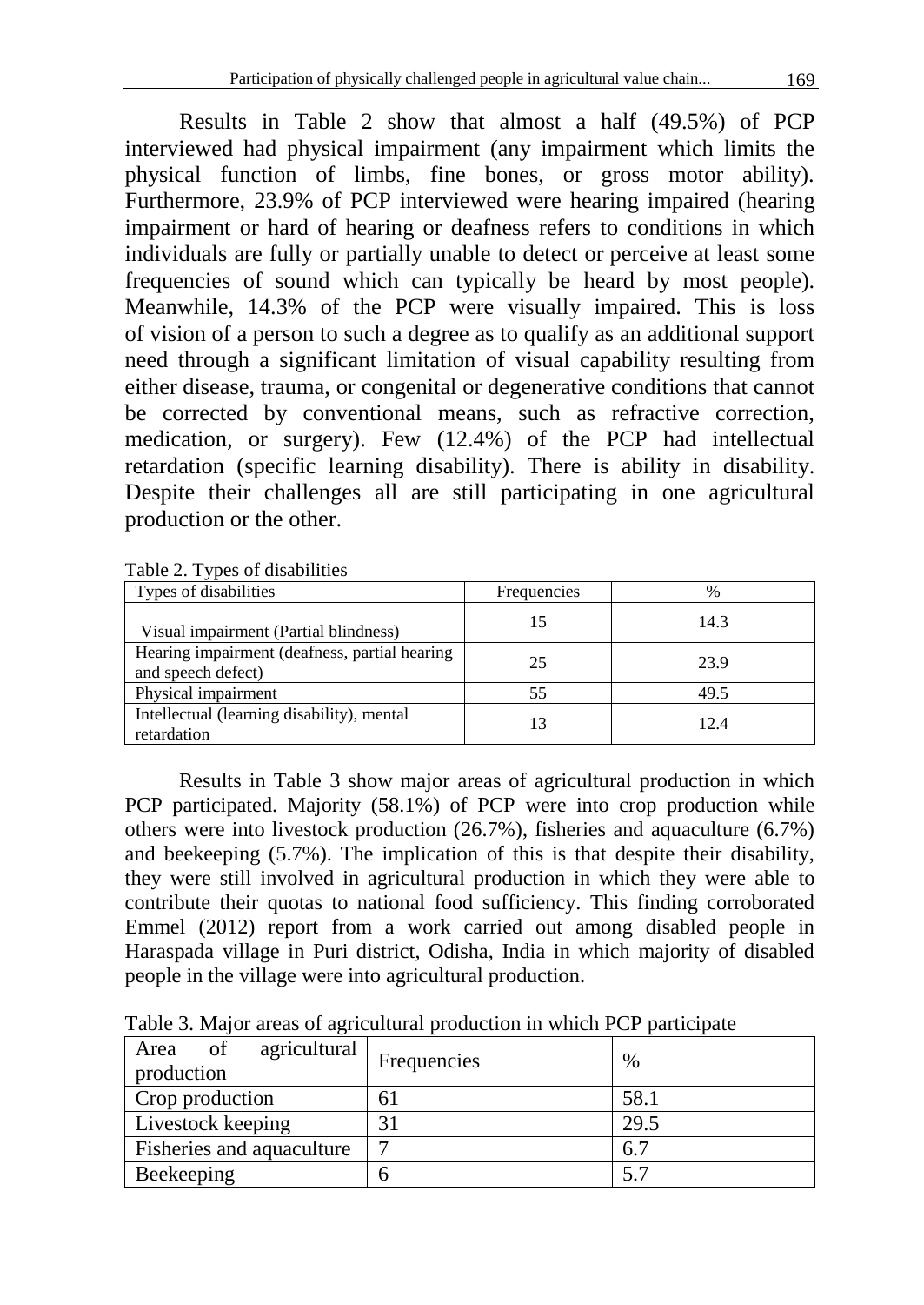Results in Table 2 show that almost a half (49.5%) of PCP interviewed had physical impairment (any impairment which limits the physical function of limbs, fine bones, or gross motor ability). Furthermore, 23.9% of PCP interviewed were hearing impaired (hearing impairment or hard of hearing or deafness refers to conditions in which individuals are fully or partially unable to detect or perceive at least some frequencies of sound which can typically be heard by most people). Meanwhile, 14.3% of the PCP were visually impaired. This is loss of vision of a person to such a degree as to qualify as an additional support need through a significant limitation of visual capability resulting from either disease, trauma, or congenital or degenerative conditions that cannot be corrected by conventional means, such as refractive correction, medication, or surgery). Few (12.4%) of the PCP had intellectual retardation (specific learning disability). There is ability in disability. Despite their challenges all are still participating in one agricultural production or the other.

Table 2. Types of disabilities

| Types of disabilities | Frequencies | % |
|---|---|---|
| Visual impairment (Partial blindness) | 15 | 14.3 |
| Hearing impairment (deafness, partial hearing and speech defect) | 25 | 23.9 |
| Physical impairment | 55 | 49.5 |
| Intellectual (learning disability), mental retardation | 13 | 12.4 |

Results in Table 3 show major areas of agricultural production in which PCP participated. Majority (58.1%) of PCP were into crop production while others were into livestock production (26.7%), fisheries and aquaculture (6.7%) and beekeeping (5.7%). The implication of this is that despite their disability, they were still involved in agricultural production in which they were able to contribute their quotas to national food sufficiency. This finding corroborated Emmel (2012) report from a work carried out among disabled people in Haraspada village in Puri district, Odisha, India in which majority of disabled people in the village were into agricultural production.

Table 3. Major areas of agricultural production in which PCP participate

| Area of agricultural production | Frequencies | % |
|---|---|---|
| Crop production | 61 | 58.1 |
| Livestock keeping | 31 | 29.5 |
| Fisheries and aquaculture | 7 | 6.7 |
| Beekeeping | 6 | 5.7 |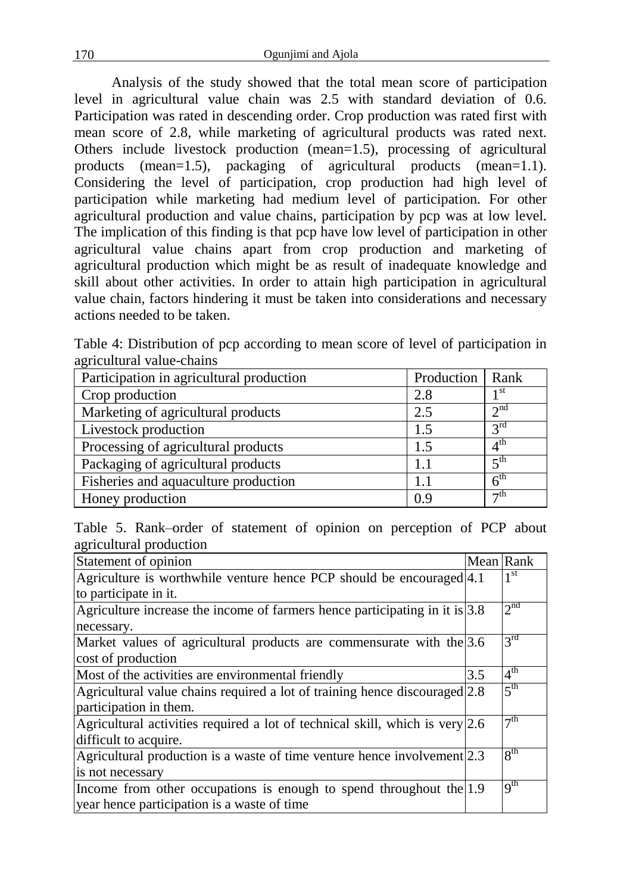Analysis of the study showed that the total mean score of participation level in agricultural value chain was 2.5 with standard deviation of 0.6. Participation was rated in descending order. Crop production was rated first with mean score of 2.8, while marketing of agricultural products was rated next. Others include livestock production (mean=1.5), processing of agricultural products (mean=1.5), packaging of agricultural products (mean=1.1). Considering the level of participation, crop production had high level of participation while marketing had medium level of participation. For other agricultural production and value chains, participation by pcp was at low level. The implication of this finding is that pcp have low level of participation in other agricultural value chains apart from crop production and marketing of agricultural production which might be as result of inadequate knowledge and skill about other activities. In order to attain high participation in agricultural value chain, factors hindering it must be taken into considerations and necessary actions needed to be taken.

Table 4: Distribution of pcp according to mean score of level of participation in agricultural value-chains

| Participation in agricultural production | Production | Rank |
|---|---|---|
| Crop production | 2.8 | 1st |
| Marketing of agricultural products | 2.5 | 2nd |
| Livestock production | 1.5 | 3rd |
| Processing of agricultural products | 1.5 | 4th |
| Packaging of agricultural products | 1.1 | 5th |
| Fisheries and aquaculture production | 1.1 | 6th |
| Honey production | 0.9 | 7th |

Table 5. Rank–order of statement of opinion on perception of PCP about agricultural production

| Statement of opinion | Mean | Rank |
|---|---|---|
| Agriculture is worthwhile venture hence PCP should be encouraged to participate in it. | 4.1 | 1st |
| Agriculture increase the income of farmers hence participating in it is necessary. | 3.8 | 2nd |
| Market values of agricultural products are commensurate with the cost of production | 3.6 | 3rd |
| Most of the activities are environmental friendly | 3.5 | 4th |
| Agricultural value chains required a lot of training hence discouraged participation in them. | 2.8 | 5th |
| Agricultural activities required a lot of technical skill, which is very difficult to acquire. | 2.6 | 7th |
| Agricultural production is a waste of time venture hence involvement is not necessary | 2.3 | 8th |
| Income from other occupations is enough to spend throughout the year hence participation is a waste of time | 1.9 | 9th |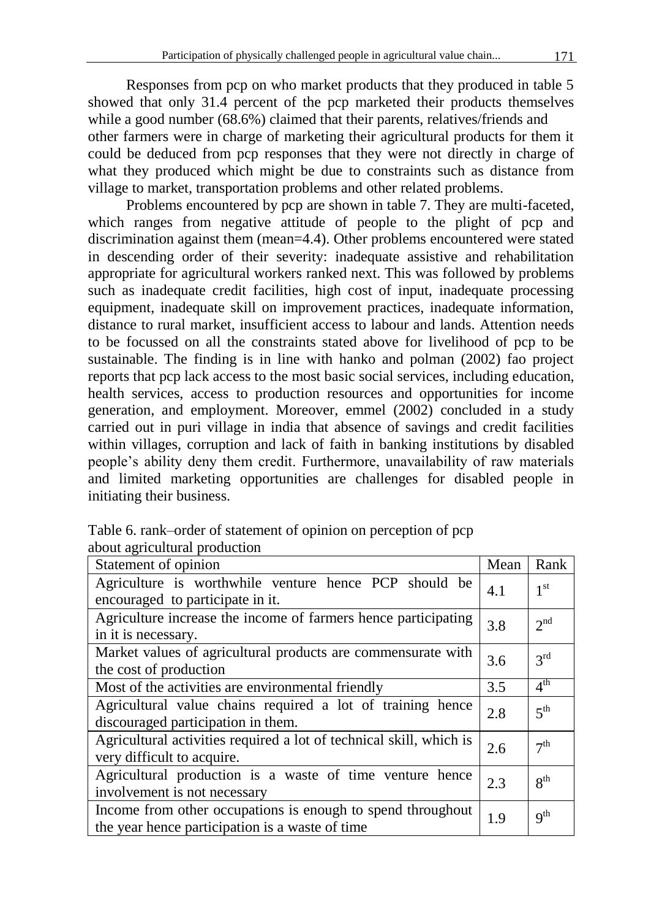Responses from pcp on who market products that they produced in table 5 showed that only 31.4 percent of the pcp marketed their products themselves while a good number (68.6%) claimed that their parents, relatives/friends and other farmers were in charge of marketing their agricultural products for them it could be deduced from pcp responses that they were not directly in charge of what they produced which might be due to constraints such as distance from village to market, transportation problems and other related problems.

Problems encountered by pcp are shown in table 7. They are multi-faceted, which ranges from negative attitude of people to the plight of pcp and discrimination against them (mean=4.4). Other problems encountered were stated in descending order of their severity: inadequate assistive and rehabilitation appropriate for agricultural workers ranked next. This was followed by problems such as inadequate credit facilities, high cost of input, inadequate processing equipment, inadequate skill on improvement practices, inadequate information, distance to rural market, insufficient access to labour and lands. Attention needs to be focussed on all the constraints stated above for livelihood of pcp to be sustainable. The finding is in line with hanko and polman (2002) fao project reports that pcp lack access to the most basic social services, including education, health services, access to production resources and opportunities for income generation, and employment. Moreover, emmel (2002) concluded in a study carried out in puri village in india that absence of savings and credit facilities within villages, corruption and lack of faith in banking institutions by disabled people's ability deny them credit. Furthermore, unavailability of raw materials and limited marketing opportunities are challenges for disabled people in initiating their business.

Table 6. rank–order of statement of opinion on perception of pcp about agricultural production

| Statement of opinion | Mean | Rank |
|---|---|---|
| Agriculture is worthwhile venture hence PCP should be encouraged to participate in it. | 4.1 | 1st |
| Agriculture increase the income of farmers hence participating in it is necessary. | 3.8 | 2nd |
| Market values of agricultural products are commensurate with the cost of production | 3.6 | 3rd |
| Most of the activities are environmental friendly | 3.5 | 4th |
| Agricultural value chains required a lot of training hence discouraged participation in them. | 2.8 | 5th |
| Agricultural activities required a lot of technical skill, which is very difficult to acquire. | 2.6 | 7th |
| Agricultural production is a waste of time venture hence involvement is not necessary | 2.3 | 8th |
| Income from other occupations is enough to spend throughout the year hence participation is a waste of time | 1.9 | 9th |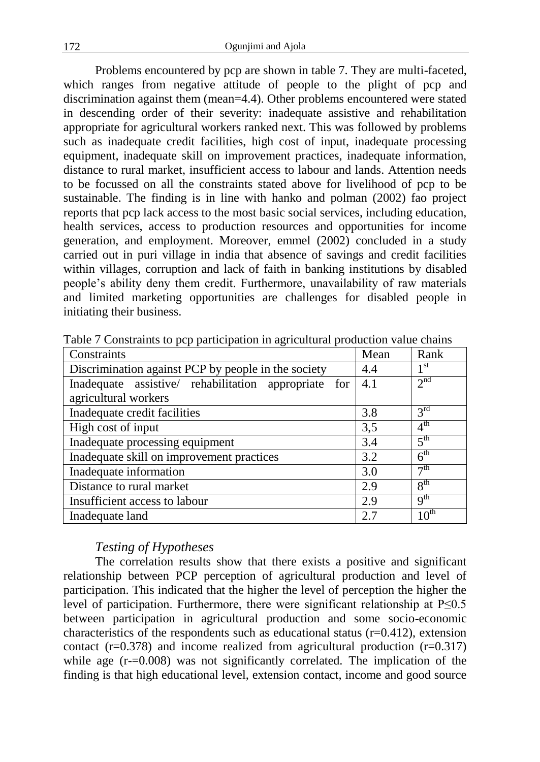Problems encountered by pcp are shown in table 7. They are multi-faceted, which ranges from negative attitude of people to the plight of pcp and discrimination against them (mean=4.4). Other problems encountered were stated in descending order of their severity: inadequate assistive and rehabilitation appropriate for agricultural workers ranked next. This was followed by problems such as inadequate credit facilities, high cost of input, inadequate processing equipment, inadequate skill on improvement practices, inadequate information, distance to rural market, insufficient access to labour and lands. Attention needs to be focussed on all the constraints stated above for livelihood of pcp to be sustainable. The finding is in line with hanko and polman (2002) fao project reports that pcp lack access to the most basic social services, including education, health services, access to production resources and opportunities for income generation, and employment. Moreover, emmel (2002) concluded in a study carried out in puri village in india that absence of savings and credit facilities within villages, corruption and lack of faith in banking institutions by disabled people's ability deny them credit. Furthermore, unavailability of raw materials and limited marketing opportunities are challenges for disabled people in initiating their business.

Table 7 Constraints to pcp participation in agricultural production value chains

| Constraints | Mean | Rank |
|---|---|---|
| Discrimination against PCP by people in the society | 4.4 | 1st |
| Inadequate assistive/ rehabilitation appropriate for agricultural workers | 4.1 | 2nd |
| Inadequate credit facilities | 3.8 | 3rd |
| High cost of input | 3,5 | 4th |
| Inadequate processing equipment | 3.4 | 5th |
| Inadequate skill on improvement practices | 3.2 | 6th |
| Inadequate information | 3.0 | 7th |
| Distance to rural market | 2.9 | 8th |
| Insufficient access to labour | 2.9 | 9th |
| Inadequate land | 2.7 | 10th |

### *Testing of Hypotheses*

The correlation results show that there exists a positive and significant relationship between PCP perception of agricultural production and level of participation. This indicated that the higher the level of perception the higher the level of participation. Furthermore, there were significant relationship at $P \leq 0.5$ between participation in agricultural production and some socio-economic characteristics of the respondents such as educational status (r=0.412), extension contact (r=0.378) and income realized from agricultural production (r=0.317) while age (r-=0.008) was not significantly correlated. The implication of the finding is that high educational level, extension contact, income and good source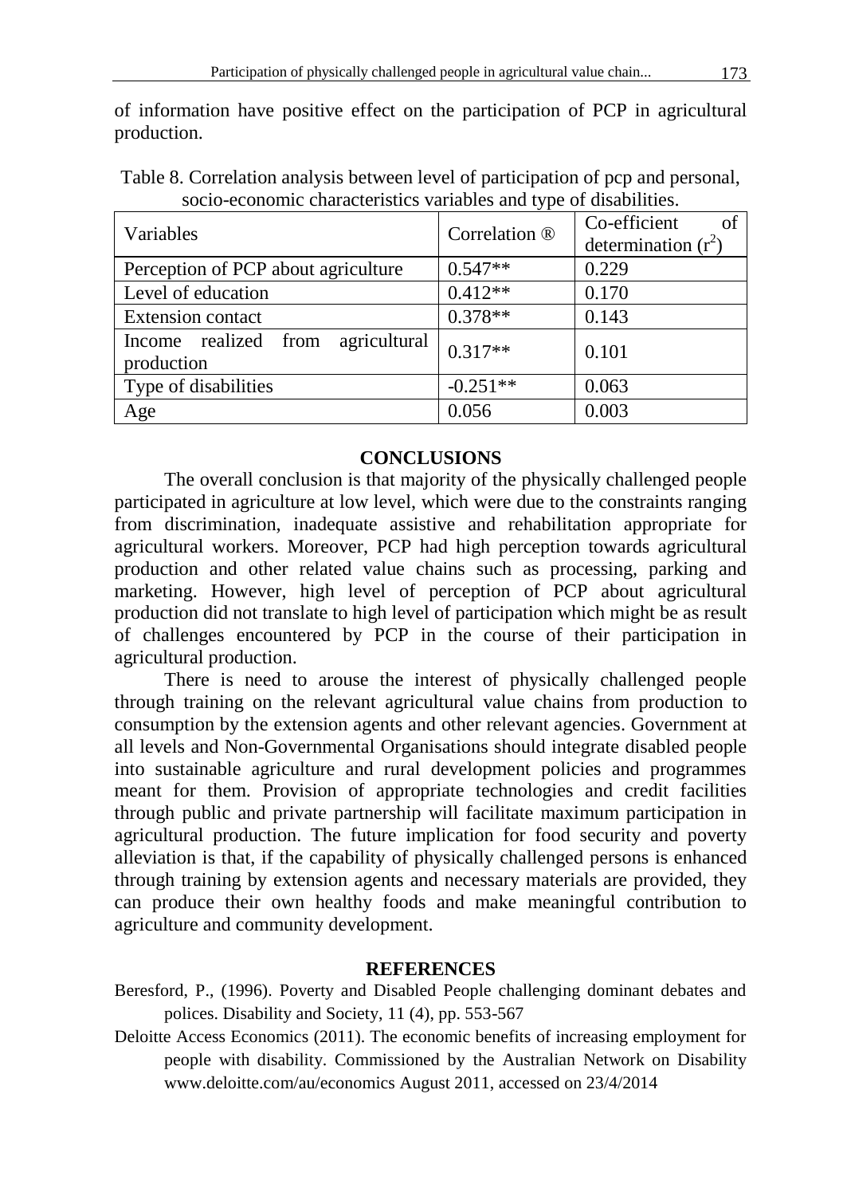of information have positive effect on the participation of PCP in agricultural production.

Table 8. Correlation analysis between level of participation of pcp and personal, socio-economic characteristics variables and type of disabilities.

| Variables | Correlation ® | Co-efficient of determination ($r^2$) |
|---|---|---|
| Perception of PCP about agriculture | 0.547** | 0.229 |
| Level of education | 0.412** | 0.170 |
| Extension contact | 0.378** | 0.143 |
| Income realized from agricultural production | 0.317** | 0.101 |
| Type of disabilities | -0.251** | 0.063 |
| Age | 0.056 | 0.003 |

## CONCLUSIONS

The overall conclusion is that majority of the physically challenged people participated in agriculture at low level, which were due to the constraints ranging from discrimination, inadequate assistive and rehabilitation appropriate for agricultural workers. Moreover, PCP had high perception towards agricultural production and other related value chains such as processing, parking and marketing. However, high level of perception of PCP about agricultural production did not translate to high level of participation which might be as result of challenges encountered by PCP in the course of their participation in agricultural production.

There is need to arouse the interest of physically challenged people through training on the relevant agricultural value chains from production to consumption by the extension agents and other relevant agencies. Government at all levels and Non-Governmental Organisations should integrate disabled people into sustainable agriculture and rural development policies and programmes meant for them. Provision of appropriate technologies and credit facilities through public and private partnership will facilitate maximum participation in agricultural production. The future implication for food security and poverty alleviation is that, if the capability of physically challenged persons is enhanced through training by extension agents and necessary materials are provided, they can produce their own healthy foods and make meaningful contribution to agriculture and community development.

## REFERENCES

Beresford, P., (1996). Poverty and Disabled People challenging dominant debates and polices. Disability and Society, 11 (4), pp. 553-567

Deloitte Access Economics (2011). The economic benefits of increasing employment for people with disability. Commissioned by the Australian Network on Disability www.deloitte.com/au/economics August 2011, accessed on 23/4/2014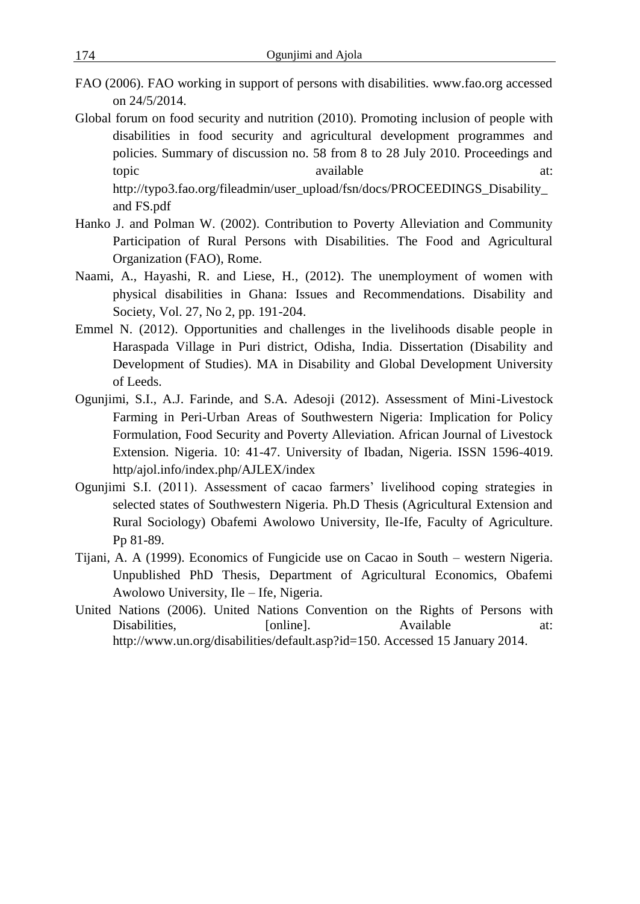FAO (2006). FAO working in support of persons with disabilities. www.fao.org accessed on 24/5/2014.

Global forum on food security and nutrition (2010). Promoting inclusion of people with disabilities in food security and agricultural development programmes and policies. Summary of discussion no. 58 from 8 to 28 July 2010. Proceedings and topic available at: http://typo3.fao.org/fileadmin/user_upload/fsn/docs/PROCEEDINGS_Disability_ and FS.pdf

Hanko J. and Polman W. (2002). Contribution to Poverty Alleviation and Community Participation of Rural Persons with Disabilities. The Food and Agricultural Organization (FAO), Rome.

Naami, A., Hayashi, R. and Liese, H., (2012). The unemployment of women with physical disabilities in Ghana: Issues and Recommendations. Disability and Society, Vol. 27, No 2, pp. 191-204.

Emmel N. (2012). Opportunities and challenges in the livelihoods disable people in Haraspada Village in Puri district, Odisha, India. Dissertation (Disability and Development of Studies). MA in Disability and Global Development University of Leeds.

Ogunjimi, S.I., A.J. Farinde, and S.A. Adesoji (2012). Assessment of Mini-Livestock Farming in Peri-Urban Areas of Southwestern Nigeria: Implication for Policy Formulation, Food Security and Poverty Alleviation. African Journal of Livestock Extension. Nigeria. 10: 41-47. University of Ibadan, Nigeria. ISSN 1596-4019. http/ajol.info/index.php/AJLEX/index

Ogunjimi S.I. (2011). Assessment of cacao farmers' livelihood coping strategies in selected states of Southwestern Nigeria. Ph.D Thesis (Agricultural Extension and Rural Sociology) Obafemi Awolowo University, Ile-Ife, Faculty of Agriculture. Pp 81-89.

Tijani, A. A (1999). Economics of Fungicide use on Cacao in South – western Nigeria. Unpublished PhD Thesis, Department of Agricultural Economics, Obafemi Awolowo University, Ile – Ife, Nigeria.

United Nations (2006). United Nations Convention on the Rights of Persons with Disabilities, [online]. Available at: http://www.un.org/disabilities/default.asp?id=150. Accessed 15 January 2014.